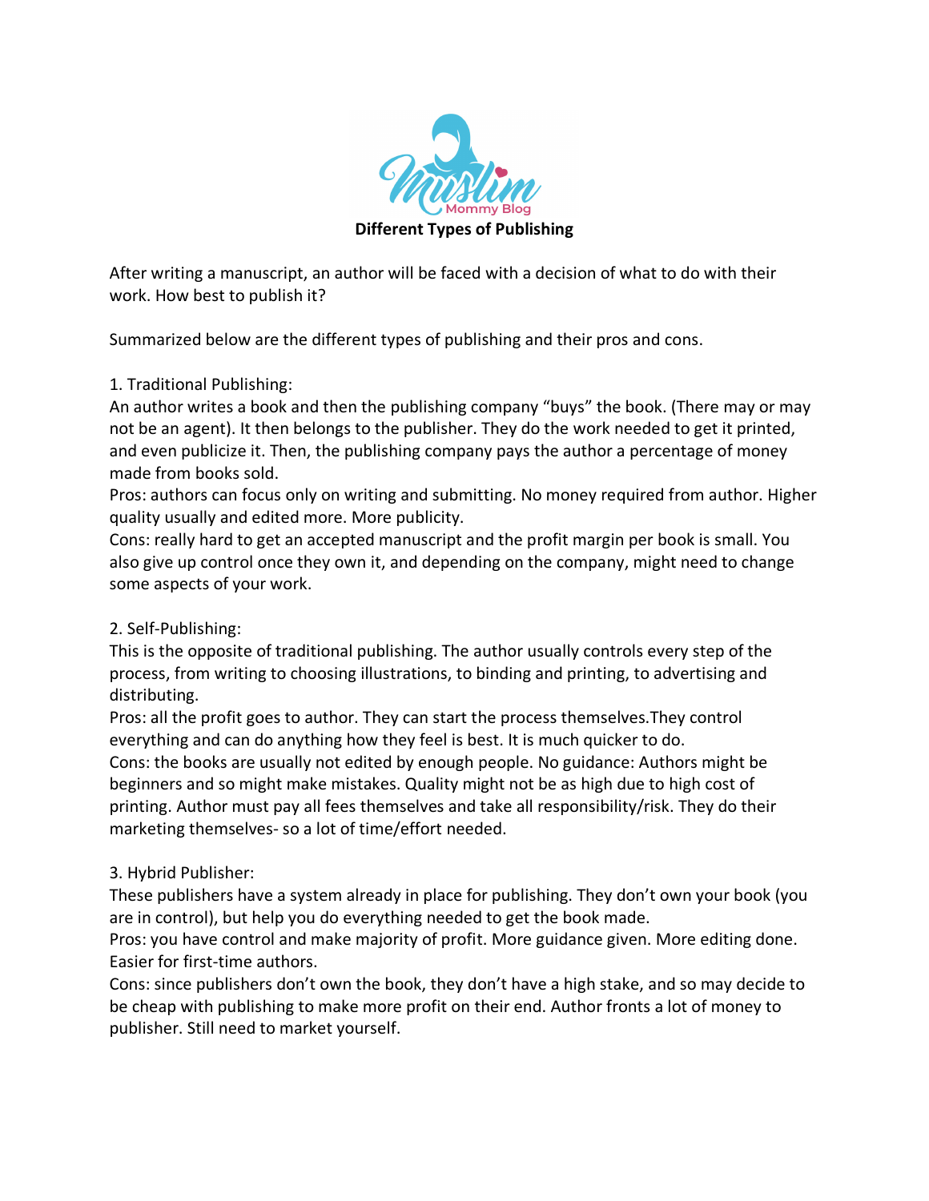Muslim Mommy Blog

# Different Types of Publishing

After writing a manuscript, an author will be faced with a decision of what to do with their work. How best to publish it?

Summarized below are the different types of publishing and their pros and cons.

1. Traditional Publishing:
An author writes a book and then the publishing company "buys" the book. (There may or may not be an agent). It then belongs to the publisher. They do the work needed to get it printed, and even publicize it. Then, the publishing company pays the author a percentage of money made from books sold.
Pros: authors can focus only on writing and submitting. No money required from author. Higher quality usually and edited more. More publicity.
Cons: really hard to get an accepted manuscript and the profit margin per book is small. You also give up control once they own it, and depending on the company, might need to change some aspects of your work.

2. Self-Publishing:
This is the opposite of traditional publishing. The author usually controls every step of the process, from writing to choosing illustrations, to binding and printing, to advertising and distributing.
Pros: all the profit goes to author. They can start the process themselves.They control everything and can do anything how they feel is best. It is much quicker to do.
Cons: the books are usually not edited by enough people. No guidance: Authors might be beginners and so might make mistakes. Quality might not be as high due to high cost of printing. Author must pay all fees themselves and take all responsibility/risk. They do their marketing themselves- so a lot of time/effort needed.

3. Hybrid Publisher:
These publishers have a system already in place for publishing. They don't own your book (you are in control), but help you do everything needed to get the book made.
Pros: you have control and make majority of profit. More guidance given. More editing done. Easier for first-time authors.
Cons: since publishers don't own the book, they don't have a high stake, and so may decide to be cheap with publishing to make more profit on their end. Author fronts a lot of money to publisher. Still need to market yourself.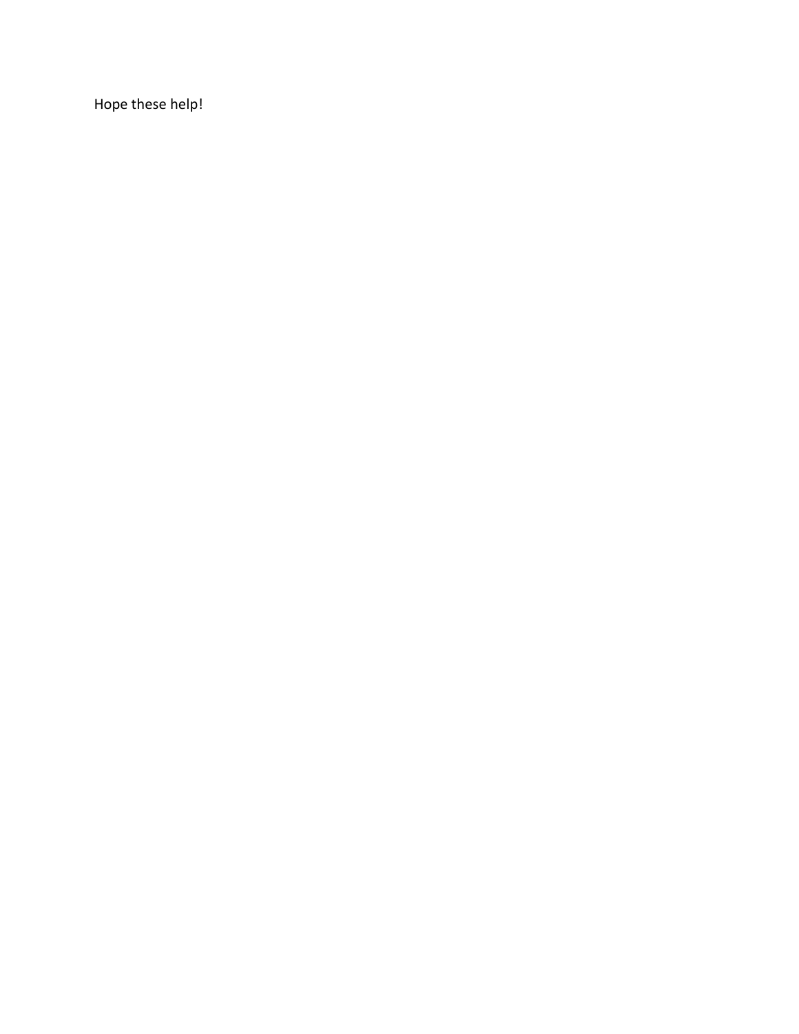Hope these help!